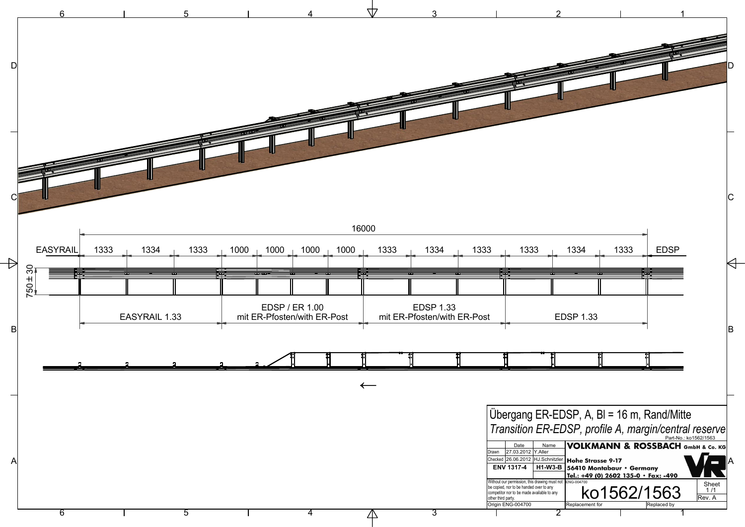16000

| EASYRAIL | 1333 | 1334 | 1333 | 1000 | 1000 | 1000 | 1000 | 1333 | 1334 | 1333 | 1333 | 1334 | 1333 | EDSP |
|---|---|---|---|---|---|---|---|---|---|---|---|---|---|---|

750 ± 30

| EASYRAIL 1.33 | EDSP / ER 1.00 mit ER-Pfosten/with ER-Post | EDSP 1.33 mit ER-Pfosten/with ER-Post | EDSP 1.33 |
|---|---|---|---|

←

# Übergang ER-EDSP, A, Bl = 16 m, Rand/Mitte

## *Transition ER-EDSP, profile A, margin/central reserve*

Part-No.: ko1562/1563

| | Date | Name |
|---|---|---|
| Drawn | 27.03.2012 | Y.Aller |
| Checked | 26.06.2012 | HJ.Schnitzler |
| ENV 1317-4 | | H1-W3-B |

**VOLKMANN & ROSSBACH GmbH & Co. KG**

**Hohe Strasse 9-17**
**56410 Montabaur • Germany**
**Tel.: +49 (0) 2602 135-0 • Fax: -490**

Without our permission, this drawing must not be copied, nor to be handed over to any competitor nor to be made available to any other third party.

ENG-004700

ko1562/1563

Sheet 1 /1

Rev. A

Origin ENG-004700

Replacement for

Replaced by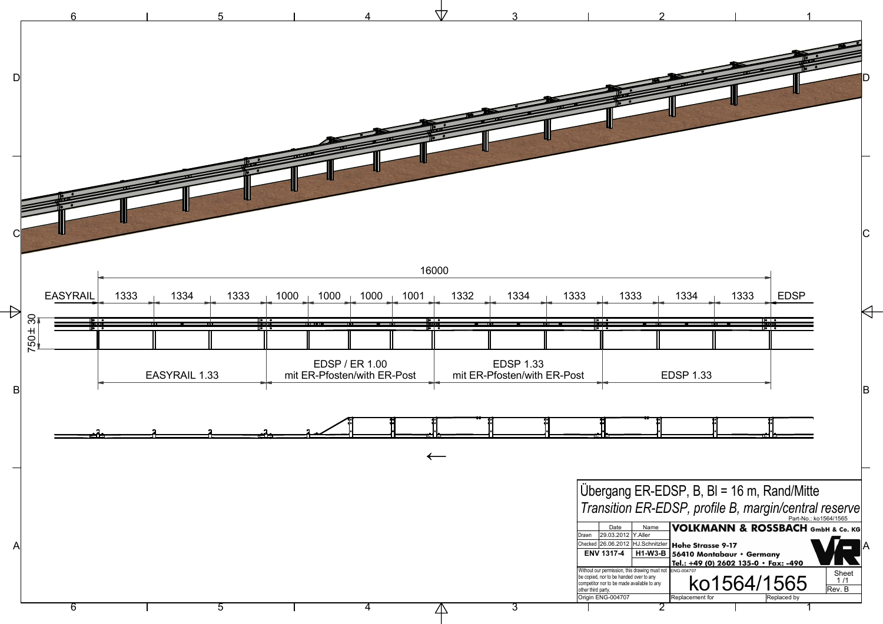16000

EASYRAIL 1333 1334 1333 1000 1000 1000 1001 1332 1334 1333 1333 1334 1333 EDSP

750 ± 30

EASYRAIL 1.33

EDSP / ER 1.00
mit ER-Pfosten/with ER-Post

EDSP 1.33
mit ER-Pfosten/with ER-Post

EDSP 1.33

←

# Übergang ER-EDSP, B, Bl = 16 m, Rand/Mitte

## *Transition ER-EDSP, profile B, margin/central reserve*

Part-No.: ko1564/1565

| | Date | Name |
|---|---|---|
| Drawn | 29.03.2012 | Y.Aller |
| Checked | 26.06.2012 | HJ.Schnitzler |
| ENV 1317-4 | | H1-W3-B |

**VOLKMANN & ROSSBACH GmbH & Co. KG**

**Hohe Strasse 9-17**
**56410 Montabaur • Germany**
**Tel.: +49 (0) 2602 135-0 • Fax: -490**

Without our permission, this drawing must not be copied, nor to be handed over to any competitor nor to be made available to any other third party.

ENG-004707

ko1564/1565

Sheet 1 /1

Rev. B

Origin ENG-004707

Replacement for

Replaced by